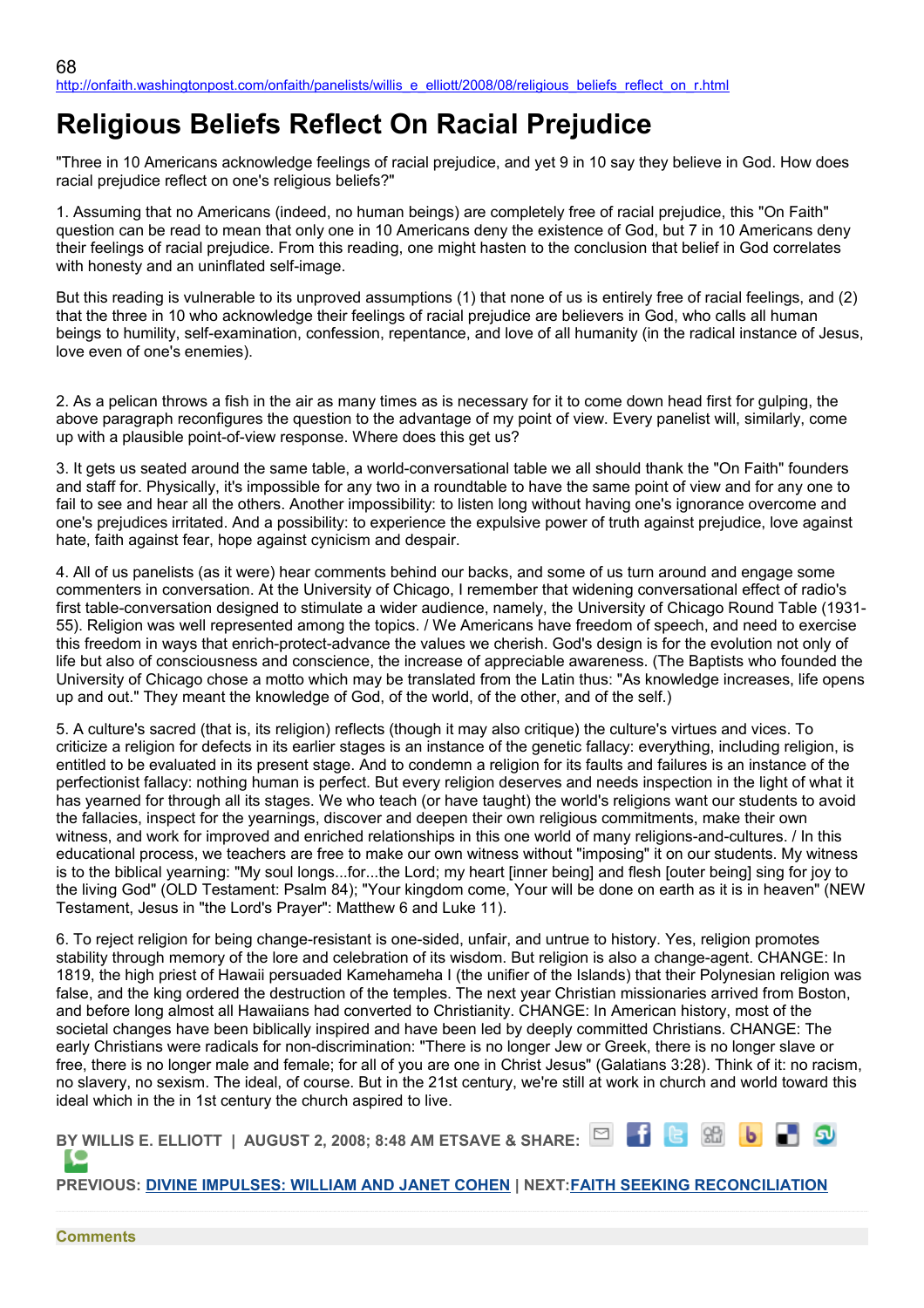http://onfaith.washingtonpost.com/onfaith/panelists/willis_e_elliott/2008/08/religious_beliefs_reflect_on_r.html

# Religious Beliefs Reflect On Racial Prejudice

"Three in 10 Americans acknowledge feelings of racial prejudice, and yet 9 in 10 say they believe in God. How does racial prejudice reflect on one's religious beliefs?"

1. Assuming that no Americans (indeed, no human beings) are completely free of racial prejudice, this "On Faith" question can be read to mean that only one in 10 Americans deny the existence of God, but 7 in 10 Americans deny their feelings of racial prejudice. From this reading, one might hasten to the conclusion that belief in God correlates with honesty and an uninflated self-image.

But this reading is vulnerable to its unproved assumptions (1) that none of us is entirely free of racial feelings, and (2) that the three in 10 who acknowledge their feelings of racial prejudice are believers in God, who calls all human beings to humility, self-examination, confession, repentance, and love of all humanity (in the radical instance of Jesus, love even of one's enemies).

2. As a pelican throws a fish in the air as many times as is necessary for it to come down head first for gulping, the above paragraph reconfigures the question to the advantage of my point of view. Every panelist will, similarly, come up with a plausible point-of-view response. Where does this get us?

3. It gets us seated around the same table, a world-conversational table we all should thank the "On Faith" founders and staff for. Physically, it's impossible for any two in a roundtable to have the same point of view and for any one to fail to see and hear all the others. Another impossibility: to listen long without having one's ignorance overcome and one's prejudices irritated. And a possibility: to experience the expulsive power of truth against prejudice, love against hate, faith against fear, hope against cynicism and despair.

4. All of us panelists (as it were) hear comments behind our backs, and some of us turn around and engage some commenters in conversation. At the University of Chicago, I remember that widening conversational effect of radio's first table-conversation designed to stimulate a wider audience, namely, the University of Chicago Round Table (1931-55). Religion was well represented among the topics. / We Americans have freedom of speech, and need to exercise this freedom in ways that enrich-protect-advance the values we cherish. God's design is for the evolution not only of life but also of consciousness and conscience, the increase of appreciable awareness. (The Baptists who founded the University of Chicago chose a motto which may be translated from the Latin thus: "As knowledge increases, life opens up and out." They meant the knowledge of God, of the world, of the other, and of the self.)

5. A culture's sacred (that is, its religion) reflects (though it may also critique) the culture's virtues and vices. To criticize a religion for defects in its earlier stages is an instance of the genetic fallacy: everything, including religion, is entitled to be evaluated in its present stage. And to condemn a religion for its faults and failures is an instance of the perfectionist fallacy: nothing human is perfect. But every religion deserves and needs inspection in the light of what it has yearned for through all its stages. We who teach (or have taught) the world's religions want our students to avoid the fallacies, inspect for the yearnings, discover and deepen their own religious commitments, make their own witness, and work for improved and enriched relationships in this one world of many religions-and-cultures. / In this educational process, we teachers are free to make our own witness without "imposing" it on our students. My witness is to the biblical yearning: "My soul longs...for...the Lord; my heart [inner being] and flesh [outer being] sing for joy to the living God" (OLD Testament: Psalm 84); "Your kingdom come, Your will be done on earth as it is in heaven" (NEW Testament, Jesus in "the Lord's Prayer": Matthew 6 and Luke 11).

6. To reject religion for being change-resistant is one-sided, unfair, and untrue to history. Yes, religion promotes stability through memory of the lore and celebration of its wisdom. But religion is also a change-agent. CHANGE: In 1819, the high priest of Hawaii persuaded Kamehameha I (the unifier of the Islands) that their Polynesian religion was false, and the king ordered the destruction of the temples. The next year Christian missionaries arrived from Boston, and before long almost all Hawaiians had converted to Christianity. CHANGE: In American history, most of the societal changes have been biblically inspired and have been led by deeply committed Christians. CHANGE: The early Christians were radicals for non-discrimination: "There is no longer Jew or Greek, there is no longer slave or free, there is no longer male and female; for all of you are one in Christ Jesus" (Galatians 3:28). Think of it: no racism, no slavery, no sexism. The ideal, of course. But in the 21st century, we're still at work in church and world toward this ideal which in the in 1st century the church aspired to live.

**BY WILLIS E. ELLIOTT | AUGUST 2, 2008; 8:48 AM ET SAVE & SHARE:**

**PREVIOUS: DIVINE IMPULSES: WILLIAM AND JANET COHEN | NEXT: FAITH SEEKING RECONCILIATION**

**Comments**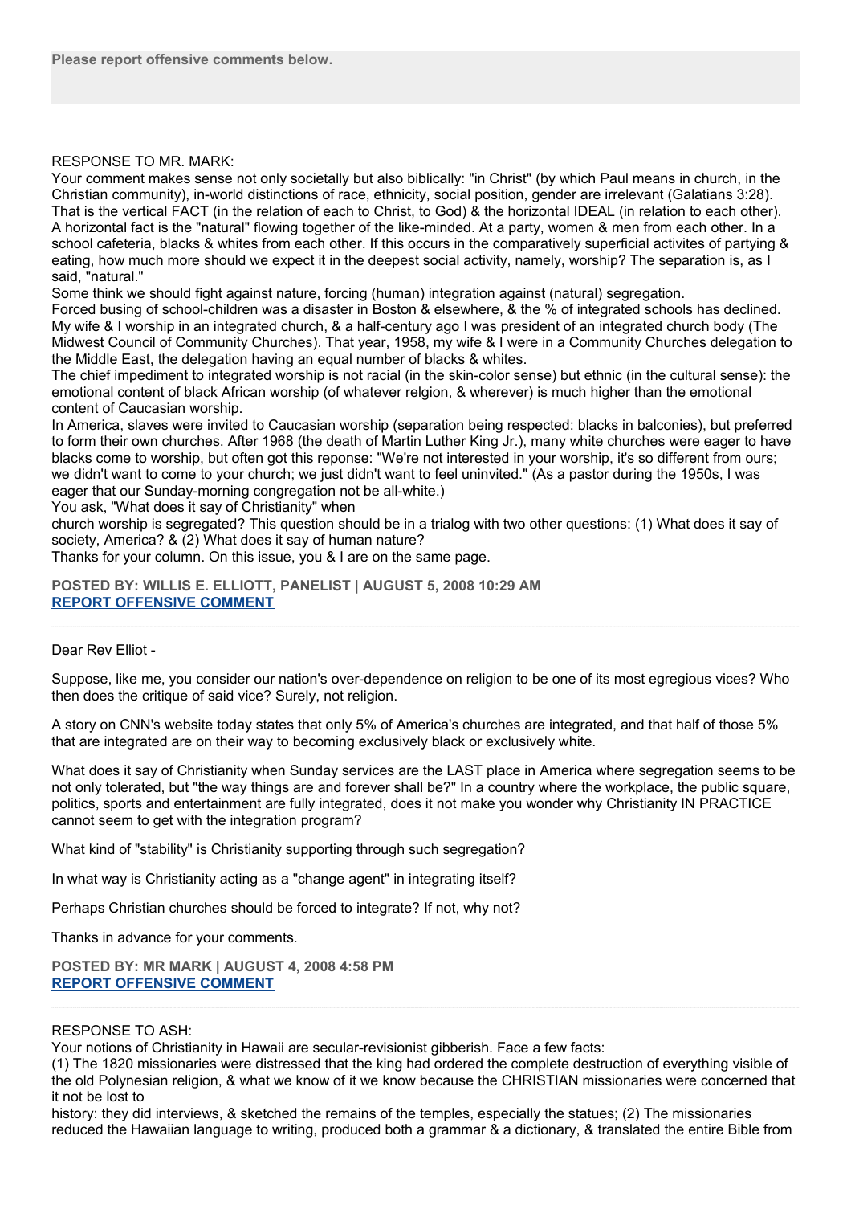**Please report offensive comments below.**

RESPONSE TO MR. MARK:
Your comment makes sense not only societally but also biblically: "in Christ" (by which Paul means in church, in the Christian community), in-world distinctions of race, ethnicity, social position, gender are irrelevant (Galatians 3:28). That is the vertical FACT (in the relation of each to Christ, to God) & the horizontal IDEAL (in relation to each other). A horizontal fact is the "natural" flowing together of the like-minded. At a party, women & men from each other. In a school cafeteria, blacks & whites from each other. If this occurs in the comparatively superficial activites of partying & eating, how much more should we expect it in the deepest social activity, namely, worship? The separation is, as I said, "natural."
Some think we should fight against nature, forcing (human) integration against (natural) segregation.
Forced busing of school-children was a disaster in Boston & elsewhere, & the % of integrated schools has declined. My wife & I worship in an integrated church, & a half-century ago I was president of an integrated church body (The Midwest Council of Community Churches). That year, 1958, my wife & I were in a Community Churches delegation to the Middle East, the delegation having an equal number of blacks & whites.
The chief impediment to integrated worship is not racial (in the skin-color sense) but ethnic (in the cultural sense): the emotional content of black African worship (of whatever relgion, & wherever) is much higher than the emotional content of Caucasian worship.
In America, slaves were invited to Caucasian worship (separation being respected: blacks in balconies), but preferred to form their own churches. After 1968 (the death of Martin Luther King Jr.), many white churches were eager to have blacks come to worship, but often got this reponse: "We're not interested in your worship, it's so different from ours; we didn't want to come to your church; we just didn't want to feel uninvited." (As a pastor during the 1950s, I was eager that our Sunday-morning congregation not be all-white.)
You ask, "What does it say of Christianity" when
church worship is segregated? This question should be in a trialog with two other questions: (1) What does it say of society, America? & (2) What does it say of human nature?
Thanks for your column. On this issue, you & I are on the same page.

**POSTED BY: WILLIS E. ELLIOTT, PANELIST | AUGUST 5, 2008 10:29 AM**
**REPORT OFFENSIVE COMMENT**

---

Dear Rev Elliot -

Suppose, like me, you consider our nation's over-dependence on religion to be one of its most egregious vices? Who then does the critique of said vice? Surely, not religion.

A story on CNN's website today states that only 5% of America's churches are integrated, and that half of those 5% that are integrated are on their way to becoming exclusively black or exclusively white.

What does it say of Christianity when Sunday services are the LAST place in America where segregation seems to be not only tolerated, but "the way things are and forever shall be?" In a country where the workplace, the public square, politics, sports and entertainment are fully integrated, does it not make you wonder why Christianity IN PRACTICE cannot seem to get with the integration program?

What kind of "stability" is Christianity supporting through such segregation?

In what way is Christianity acting as a "change agent" in integrating itself?

Perhaps Christian churches should be forced to integrate? If not, why not?

Thanks in advance for your comments.

**POSTED BY: MR MARK | AUGUST 4, 2008 4:58 PM**
**REPORT OFFENSIVE COMMENT**

---

RESPONSE TO ASH:
Your notions of Christianity in Hawaii are secular-revisionist gibberish. Face a few facts:
(1) The 1820 missionaries were distressed that the king had ordered the complete destruction of everything visible of the old Polynesian religion, & what we know of it we know because the CHRISTIAN missionaries were concerned that it not be lost to
history: they did interviews, & sketched the remains of the temples, especially the statues; (2) The missionaries reduced the Hawaiian language to writing, produced both a grammar & a dictionary, & translated the entire Bible from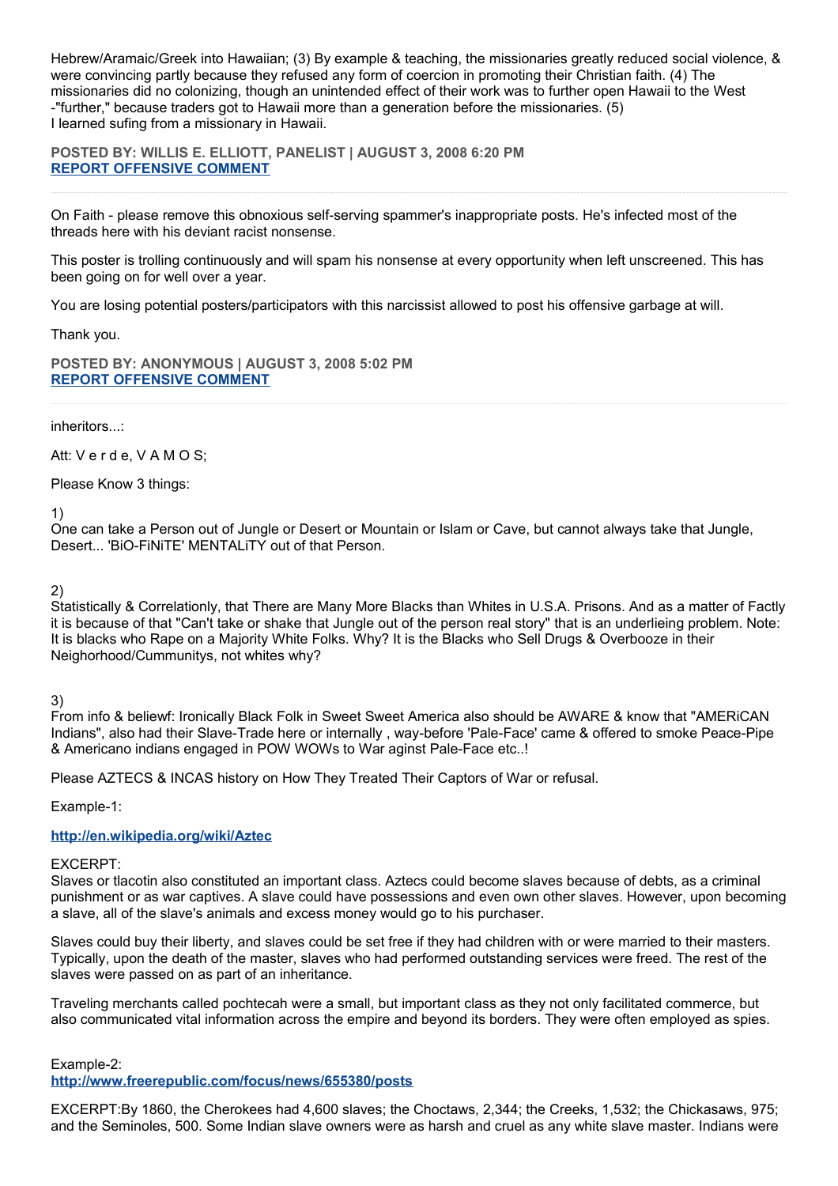Hebrew/Aramaic/Greek into Hawaiian; (3) By example & teaching, the missionaries greatly reduced social violence, & were convincing partly because they refused any form of coercion in promoting their Christian faith. (4) The missionaries did no colonizing, though an unintended effect of their work was to further open Hawaii to the West -"further," because traders got to Hawaii more than a generation before the missionaries. (5)
I learned sufing from a missionary in Hawaii.

**POSTED BY: WILLIS E. ELLIOTT, PANELIST | AUGUST 3, 2008 6:20 PM**
**REPORT OFFENSIVE COMMENT**

---

On Faith - please remove this obnoxious self-serving spammer's inappropriate posts. He's infected most of the threads here with his deviant racist nonsense.

This poster is trolling continuously and will spam his nonsense at every opportunity when left unscreened. This has been going on for well over a year.

You are losing potential posters/participators with this narcissist allowed to post his offensive garbage at will.

Thank you.

**POSTED BY: ANONYMOUS | AUGUST 3, 2008 5:02 PM**
**REPORT OFFENSIVE COMMENT**

---

inheritors...:

Att: V e r d e, V A M O S;

Please Know 3 things:

1)
One can take a Person out of Jungle or Desert or Mountain or Islam or Cave, but cannot always take that Jungle, Desert... 'BiO-FiNiTE' MENTALiTY out of that Person.

2)
Statistically & Correlationly, that There are Many More Blacks than Whites in U.S.A. Prisons. And as a matter of Factly it is because of that "Can't take or shake that Jungle out of the person real story" that is an underlieing problem. Note: It is blacks who Rape on a Majority White Folks. Why? It is the Blacks who Sell Drugs & Overbooze in their Neighorhood/Cummunitys, not whites why?

3)
From info & beliewf: Ironically Black Folk in Sweet Sweet America also should be AWARE & know that "AMERiCAN Indians", also had their Slave-Trade here or internally , way-before 'Pale-Face' came & offered to smoke Peace-Pipe & Americano indians engaged in POW WOWs to War aginst Pale-Face etc..!

Please AZTECS & INCAS history on How They Treated Their Captors of War or refusal.

Example-1:

**http://en.wikipedia.org/wiki/Aztec**

EXCERPT:
Slaves or tlacotin also constituted an important class. Aztecs could become slaves because of debts, as a criminal punishment or as war captives. A slave could have possessions and even own other slaves. However, upon becoming a slave, all of the slave's animals and excess money would go to his purchaser.

Slaves could buy their liberty, and slaves could be set free if they had children with or were married to their masters. Typically, upon the death of the master, slaves who had performed outstanding services were freed. The rest of the slaves were passed on as part of an inheritance.

Traveling merchants called pochtecah were a small, but important class as they not only facilitated commerce, but also communicated vital information across the empire and beyond its borders. They were often employed as spies.

Example-2:
**http://www.freerepublic.com/focus/news/655380/posts**

EXCERPT:By 1860, the Cherokees had 4,600 slaves; the Choctaws, 2,344; the Creeks, 1,532; the Chickasaws, 975; and the Seminoles, 500. Some Indian slave owners were as harsh and cruel as any white slave master. Indians were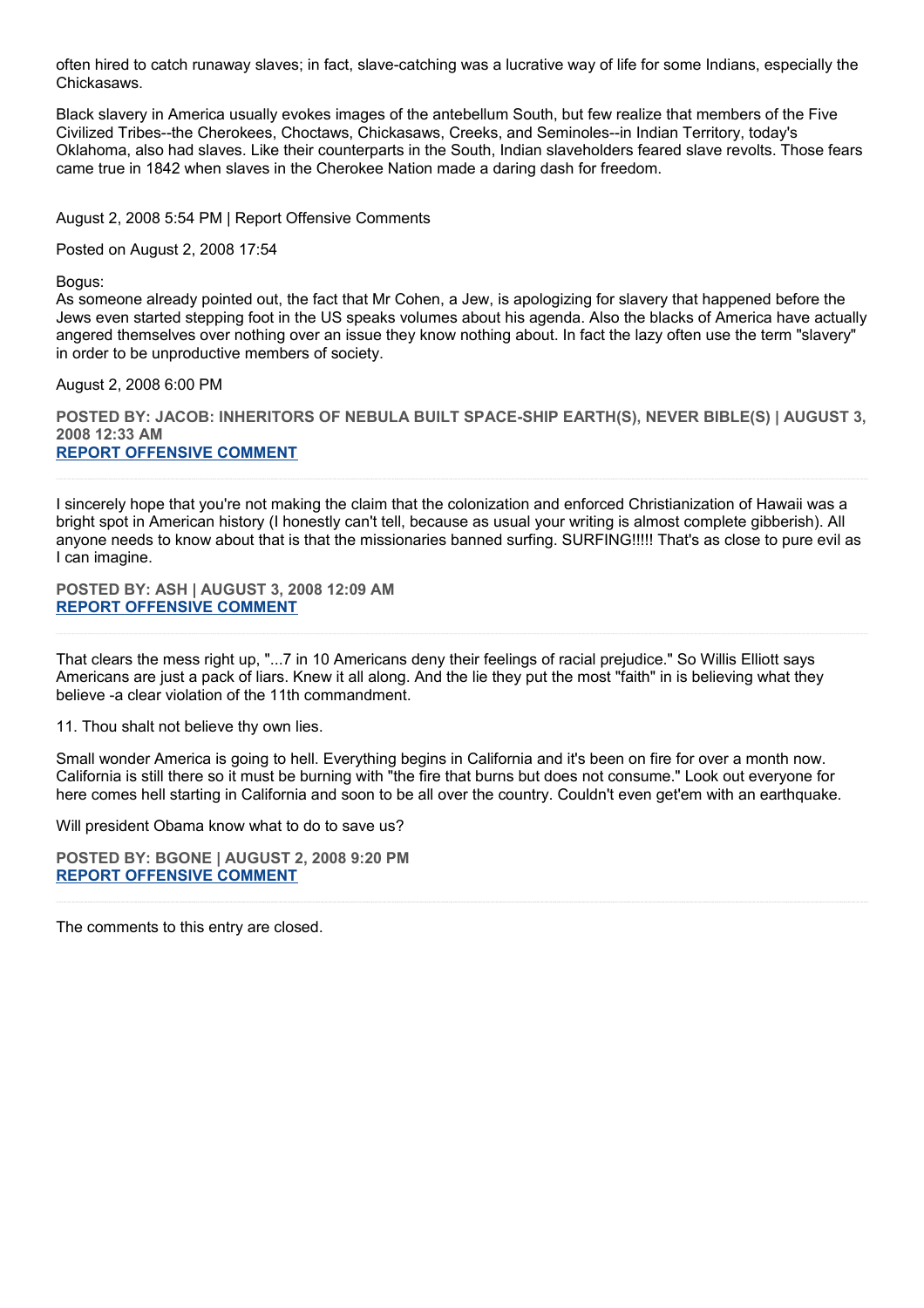often hired to catch runaway slaves; in fact, slave-catching was a lucrative way of life for some Indians, especially the Chickasaws.

Black slavery in America usually evokes images of the antebellum South, but few realize that members of the Five Civilized Tribes--the Cherokees, Choctaws, Chickasaws, Creeks, and Seminoles--in Indian Territory, today's Oklahoma, also had slaves. Like their counterparts in the South, Indian slaveholders feared slave revolts. Those fears came true in 1842 when slaves in the Cherokee Nation made a daring dash for freedom.

August 2, 2008 5:54 PM | Report Offensive Comments

Posted on August 2, 2008 17:54

Bogus:
As someone already pointed out, the fact that Mr Cohen, a Jew, is apologizing for slavery that happened before the Jews even started stepping foot in the US speaks volumes about his agenda. Also the blacks of America have actually angered themselves over nothing over an issue they know nothing about. In fact the lazy often use the term "slavery" in order to be unproductive members of society.

August 2, 2008 6:00 PM

**POSTED BY: JACOB: INHERITORS OF NEBULA BUILT SPACE-SHIP EARTH(S), NEVER BIBLE(S) | AUGUST 3, 2008 12:33 AM**
**REPORT OFFENSIVE COMMENT**

---

I sincerely hope that you're not making the claim that the colonization and enforced Christianization of Hawaii was a bright spot in American history (I honestly can't tell, because as usual your writing is almost complete gibberish). All anyone needs to know about that is that the missionaries banned surfing. SURFING!!!!! That's as close to pure evil as I can imagine.

**POSTED BY: ASH | AUGUST 3, 2008 12:09 AM**
**REPORT OFFENSIVE COMMENT**

---

That clears the mess right up, "...7 in 10 Americans deny their feelings of racial prejudice." So Willis Elliott says Americans are just a pack of liars. Knew it all along. And the lie they put the most "faith" in is believing what they believe -a clear violation of the 11th commandment.

11. Thou shalt not believe thy own lies.

Small wonder America is going to hell. Everything begins in California and it's been on fire for over a month now. California is still there so it must be burning with "the fire that burns but does not consume." Look out everyone for here comes hell starting in California and soon to be all over the country. Couldn't even get'em with an earthquake.

Will president Obama know what to do to save us?

**POSTED BY: BGONE | AUGUST 2, 2008 9:20 PM**
**REPORT OFFENSIVE COMMENT**

---

The comments to this entry are closed.